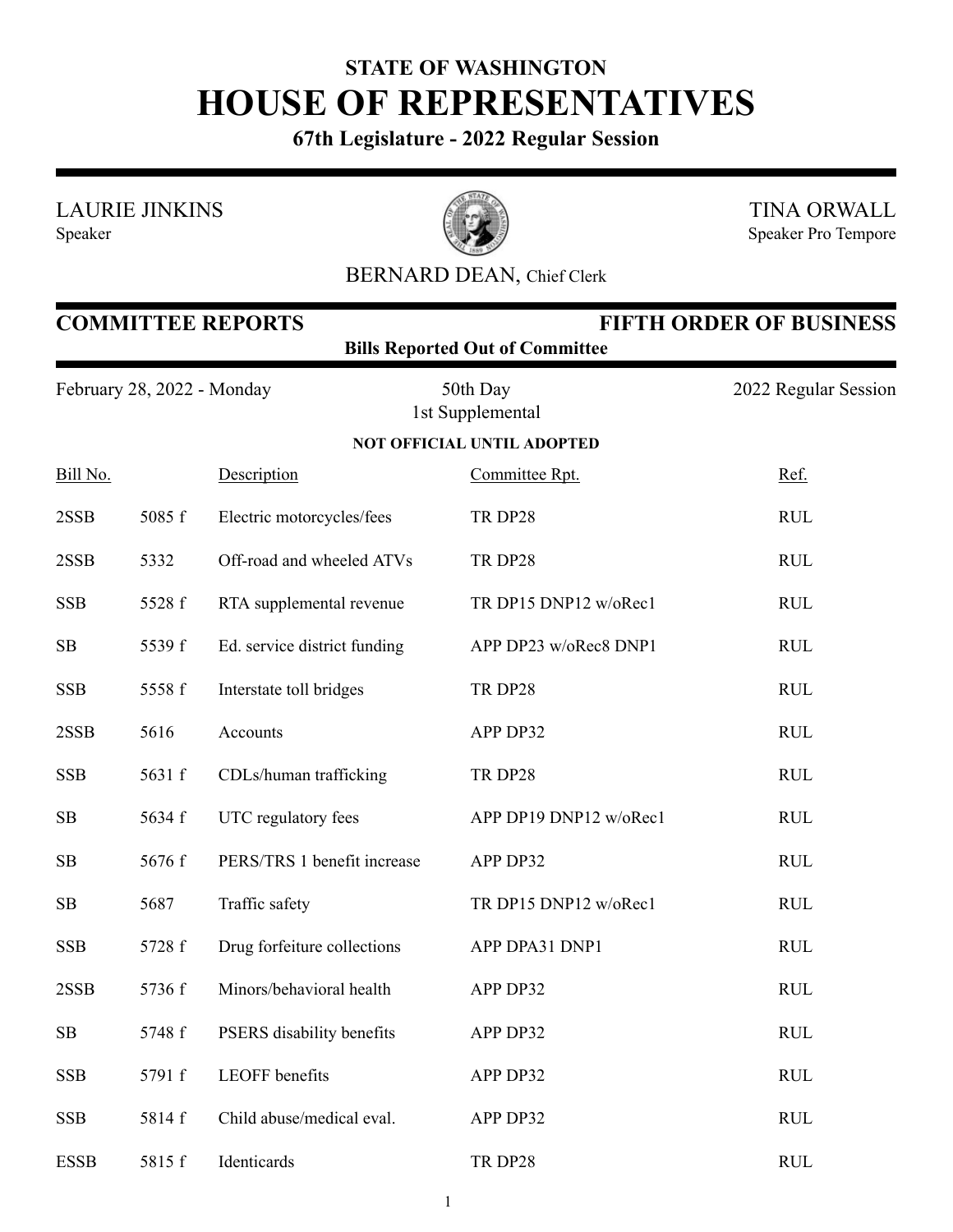**STATE OF WASHINGTON**

# HOUSE OF REPRESENTATIVES

**67th Legislature - 2022 Regular Session**

LAURIE JINKINS
Speaker

TINA ORWALL
Speaker Pro Tempore

BERNARD DEAN, Chief Clerk

## COMMITTEE REPORTS — FIFTH ORDER OF BUSINESS

**Bills Reported Out of Committee**

February 28, 2022 - Monday — 50th Day, 1st Supplemental — 2022 Regular Session

**NOT OFFICIAL UNTIL ADOPTED**

| Bill No. | | Description | Committee Rpt. | Ref. |
|---|---|---|---|---|
| 2SSB | 5085 f | Electric motorcycles/fees | TR DP28 | RUL |
| 2SSB | 5332 | Off-road and wheeled ATVs | TR DP28 | RUL |
| SSB | 5528 f | RTA supplemental revenue | TR DP15 DNP12 w/oRec1 | RUL |
| SB | 5539 f | Ed. service district funding | APP DP23 w/oRec8 DNP1 | RUL |
| SSB | 5558 f | Interstate toll bridges | TR DP28 | RUL |
| 2SSB | 5616 | Accounts | APP DP32 | RUL |
| SSB | 5631 f | CDLs/human trafficking | TR DP28 | RUL |
| SB | 5634 f | UTC regulatory fees | APP DP19 DNP12 w/oRec1 | RUL |
| SB | 5676 f | PERS/TRS 1 benefit increase | APP DP32 | RUL |
| SB | 5687 | Traffic safety | TR DP15 DNP12 w/oRec1 | RUL |
| SSB | 5728 f | Drug forfeiture collections | APP DPA31 DNP1 | RUL |
| 2SSB | 5736 f | Minors/behavioral health | APP DP32 | RUL |
| SB | 5748 f | PSERS disability benefits | APP DP32 | RUL |
| SSB | 5791 f | LEOFF benefits | APP DP32 | RUL |
| SSB | 5814 f | Child abuse/medical eval. | APP DP32 | RUL |
| ESSB | 5815 f | Identicards | TR DP28 | RUL |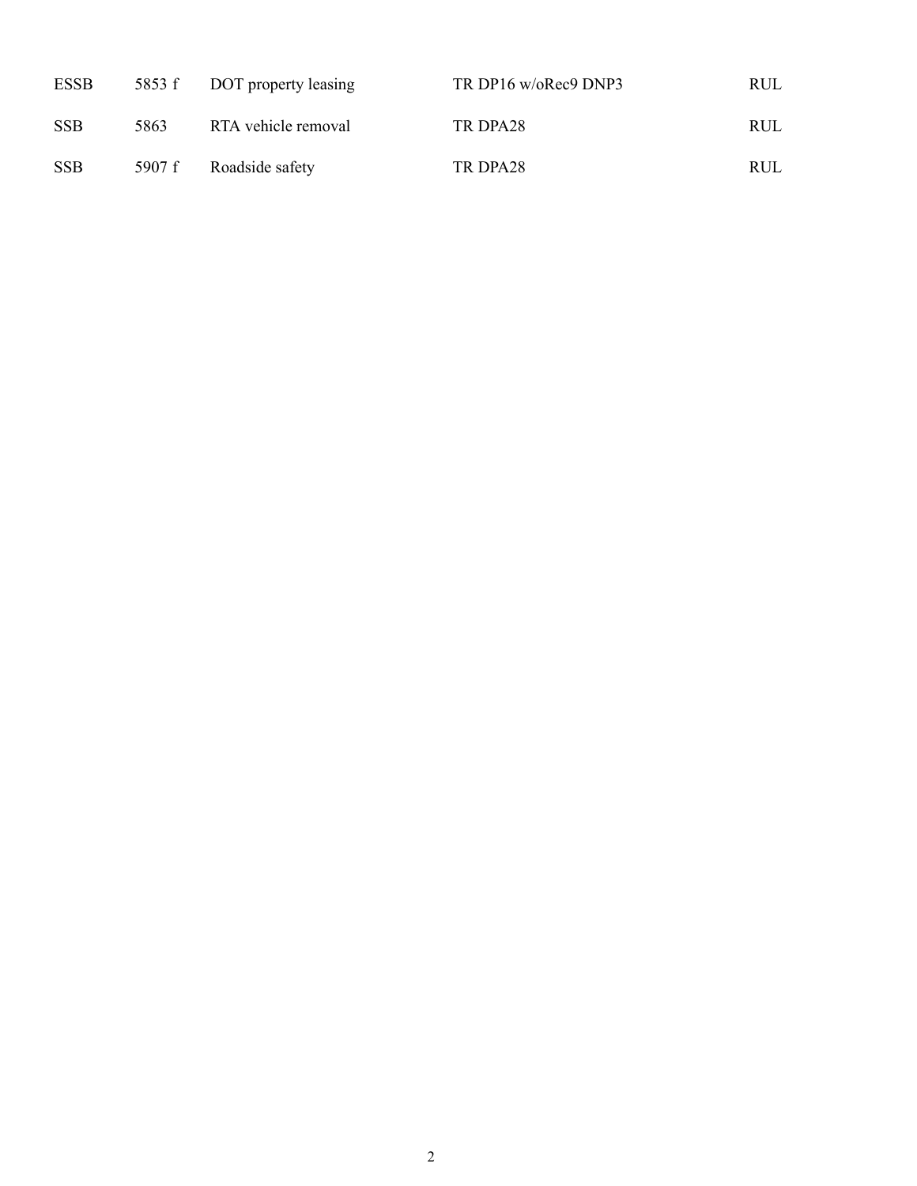| | | | | |
|---|---|---|---|---|
| ESSB | 5853 f | DOT property leasing | TR DP16 w/oRec9 DNP3 | RUL |
| SSB | 5863 | RTA vehicle removal | TR DPA28 | RUL |
| SSB | 5907 f | Roadside safety | TR DPA28 | RUL |